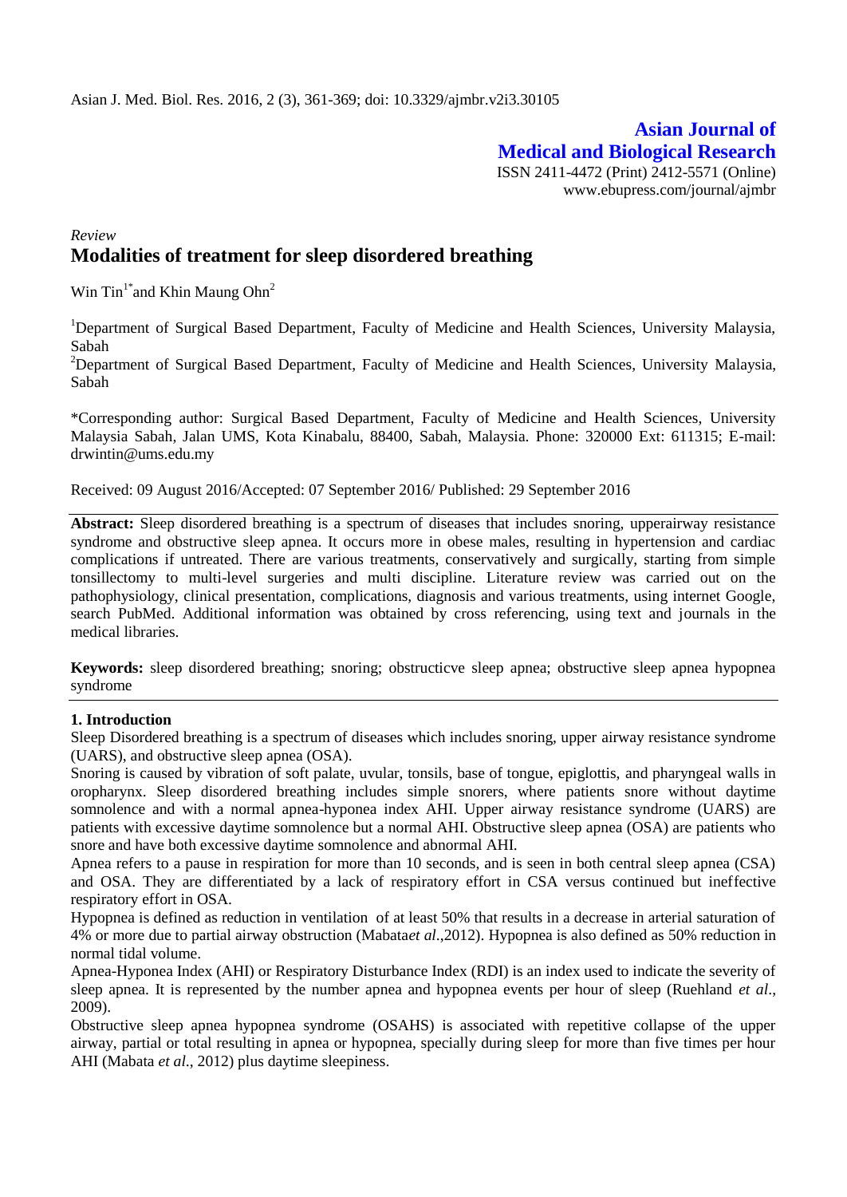**Asian Journal of Medical and Biological Research**

ISSN 2411-4472 (Print) 2412-5571 (Online)
www.ebupress.com/journal/ajmbr

*Review*

# Modalities of treatment for sleep disordered breathing

Win Tin[1*] and Khin Maung Ohn[2]

[1]Department of Surgical Based Department, Faculty of Medicine and Health Sciences, University Malaysia, Sabah

[2]Department of Surgical Based Department, Faculty of Medicine and Health Sciences, University Malaysia, Sabah

*Corresponding author: Surgical Based Department, Faculty of Medicine and Health Sciences, University Malaysia Sabah, Jalan UMS, Kota Kinabalu, 88400, Sabah, Malaysia. Phone: 320000 Ext: 611315; E-mail: drwintin@ums.edu.my

Received: 09 August 2016/Accepted: 07 September 2016/ Published: 29 September 2016

**Abstract:** Sleep disordered breathing is a spectrum of diseases that includes snoring, upperairway resistance syndrome and obstructive sleep apnea. It occurs more in obese males, resulting in hypertension and cardiac complications if untreated. There are various treatments, conservatively and surgically, starting from simple tonsillectomy to multi-level surgeries and multi discipline. Literature review was carried out on the pathophysiology, clinical presentation, complications, diagnosis and various treatments, using internet Google, search PubMed. Additional information was obtained by cross referencing, using text and journals in the medical libraries.

**Keywords:** sleep disordered breathing; snoring; obstructicve sleep apnea; obstructive sleep apnea hypopnea syndrome

## 1. Introduction

Sleep Disordered breathing is a spectrum of diseases which includes snoring, upper airway resistance syndrome (UARS), and obstructive sleep apnea (OSA).

Snoring is caused by vibration of soft palate, uvular, tonsils, base of tongue, epiglottis, and pharyngeal walls in oropharynx. Sleep disordered breathing includes simple snorers, where patients snore without daytime somnolence and with a normal apnea-hyponea index AHI. Upper airway resistance syndrome (UARS) are patients with excessive daytime somnolence but a normal AHI. Obstructive sleep apnea (OSA) are patients who snore and have both excessive daytime somnolence and abnormal AHI.

Apnea refers to a pause in respiration for more than 10 seconds, and is seen in both central sleep apnea (CSA) and OSA. They are differentiated by a lack of respiratory effort in CSA versus continued but ineffective respiratory effort in OSA.

Hypopnea is defined as reduction in ventilation of at least 50% that results in a decrease in arterial saturation of 4% or more due to partial airway obstruction (Mabata*et al*.,2012). Hypopnea is also defined as 50% reduction in normal tidal volume.

Apnea-Hyponea Index (AHI) or Respiratory Disturbance Index (RDI) is an index used to indicate the severity of sleep apnea. It is represented by the number apnea and hypopnea events per hour of sleep (Ruehland *et al*., 2009).

Obstructive sleep apnea hypopnea syndrome (OSAHS) is associated with repetitive collapse of the upper airway, partial or total resulting in apnea or hypopnea, specially during sleep for more than five times per hour AHI (Mabata *et al*., 2012) plus daytime sleepiness.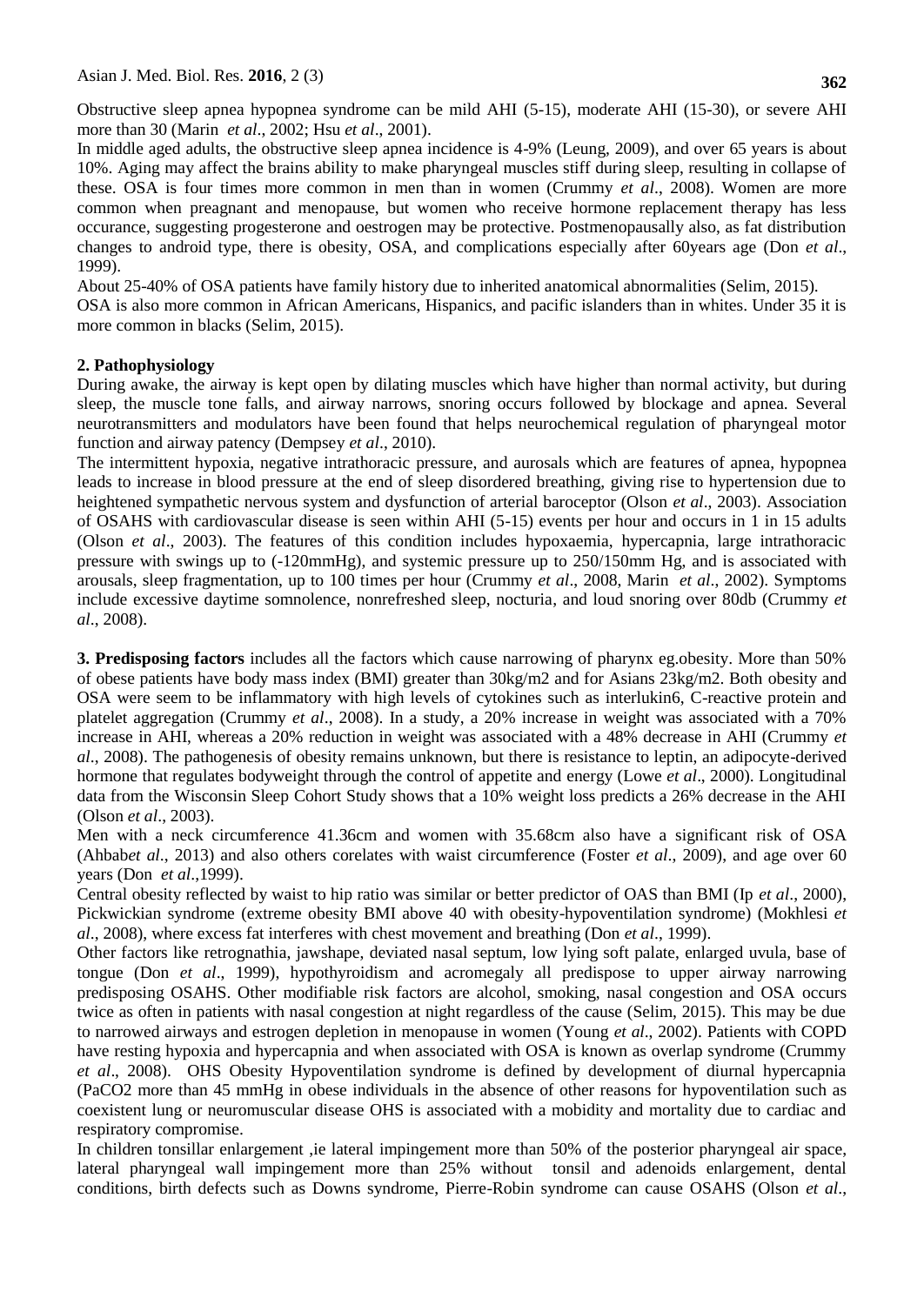Obstructive sleep apnea hypopnea syndrome can be mild AHI (5-15), moderate AHI (15-30), or severe AHI more than 30 (Marin *et al*., 2002; Hsu *et al*., 2001).

In middle aged adults, the obstructive sleep apnea incidence is 4-9% (Leung, 2009), and over 65 years is about 10%. Aging may affect the brains ability to make pharyngeal muscles stiff during sleep, resulting in collapse of these. OSA is four times more common in men than in women (Crummy *et al*., 2008). Women are more common when preagnant and menopause, but women who receive hormone replacement therapy has less occurance, suggesting progesterone and oestrogen may be protective. Postmenopausally also, as fat distribution changes to android type, there is obesity, OSA, and complications especially after 60years age (Don *et al*., 1999).

About 25-40% of OSA patients have family history due to inherited anatomical abnormalities (Selim, 2015).

OSA is also more common in African Americans, Hispanics, and pacific islanders than in whites. Under 35 it is more common in blacks (Selim, 2015).

## 2. Pathophysiology

During awake, the airway is kept open by dilating muscles which have higher than normal activity, but during sleep, the muscle tone falls, and airway narrows, snoring occurs followed by blockage and apnea. Several neurotransmitters and modulators have been found that helps neurochemical regulation of pharyngeal motor function and airway patency (Dempsey *et al*., 2010).

The intermittent hypoxia, negative intrathoracic pressure, and aurosals which are features of apnea, hypopnea leads to increase in blood pressure at the end of sleep disordered breathing, giving rise to hypertension due to heightened sympathetic nervous system and dysfunction of arterial baroceptor (Olson *et al*., 2003). Association of OSAHS with cardiovascular disease is seen within AHI (5-15) events per hour and occurs in 1 in 15 adults (Olson *et al*., 2003). The features of this condition includes hypoxaemia, hypercapnia, large intrathoracic pressure with swings up to (-120mmHg), and systemic pressure up to 250/150mm Hg, and is associated with arousals, sleep fragmentation, up to 100 times per hour (Crummy *et al*., 2008, Marin *et al*., 2002). Symptoms include excessive daytime somnolence, nonrefreshed sleep, nocturia, and loud snoring over 80db (Crummy *et al*., 2008).

**3. Predisposing factors** includes all the factors which cause narrowing of pharynx eg.obesity. More than 50% of obese patients have body mass index (BMI) greater than 30kg/m2 and for Asians 23kg/m2. Both obesity and OSA were seem to be inflammatory with high levels of cytokines such as interlukin6, C-reactive protein and platelet aggregation (Crummy *et al*., 2008). In a study, a 20% increase in weight was associated with a 70% increase in AHI, whereas a 20% reduction in weight was associated with a 48% decrease in AHI (Crummy *et al*., 2008). The pathogenesis of obesity remains unknown, but there is resistance to leptin, an adipocyte-derived hormone that regulates bodyweight through the control of appetite and energy (Lowe *et al*., 2000). Longitudinal data from the Wisconsin Sleep Cohort Study shows that a 10% weight loss predicts a 26% decrease in the AHI (Olson *et al*., 2003).

Men with a neck circumference 41.36cm and women with 35.68cm also have a significant risk of OSA (Ahbab*et al*., 2013) and also others corelates with waist circumference (Foster *et al*., 2009), and age over 60 years (Don *et al*.,1999).

Central obesity reflected by waist to hip ratio was similar or better predictor of OAS than BMI (Ip *et al*., 2000), Pickwickian syndrome (extreme obesity BMI above 40 with obesity-hypoventilation syndrome) (Mokhlesi *et al*., 2008), where excess fat interferes with chest movement and breathing (Don *et al*., 1999).

Other factors like retrognathia, jawshape, deviated nasal septum, low lying soft palate, enlarged uvula, base of tongue (Don *et al*., 1999), hypothyroidism and acromegaly all predispose to upper airway narrowing predisposing OSAHS. Other modifiable risk factors are alcohol, smoking, nasal congestion and OSA occurs twice as often in patients with nasal congestion at night regardless of the cause (Selim, 2015). This may be due to narrowed airways and estrogen depletion in menopause in women (Young *et al*., 2002). Patients with COPD have resting hypoxia and hypercapnia and when associated with OSA is known as overlap syndrome (Crummy *et al*., 2008). OHS Obesity Hypoventilation syndrome is defined by development of diurnal hypercapnia ($PaCO_2$ more than 45 mmHg in obese individuals in the absence of other reasons for hypoventilation such as coexistent lung or neuromuscular disease OHS is associated with a mobidity and mortality due to cardiac and respiratory compromise.

In children tonsillar enlargement ,ie lateral impingement more than 50% of the posterior pharyngeal air space, lateral pharyngeal wall impingement more than 25% without tonsil and adenoids enlargement, dental conditions, birth defects such as Downs syndrome, Pierre-Robin syndrome can cause OSAHS (Olson *et al*.,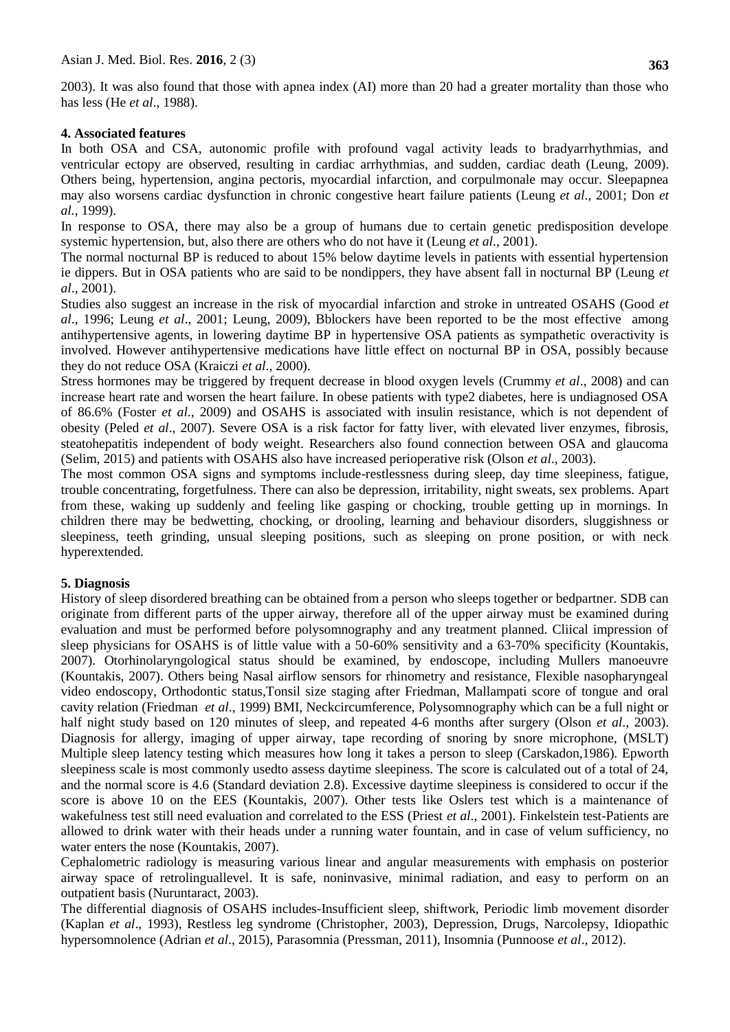2003). It was also found that those with apnea index (AI) more than 20 had a greater mortality than those who has less (He *et al*., 1988).

## 4. Associated features

In both OSA and CSA, autonomic profile with profound vagal activity leads to bradyarrhythmias, and ventricular ectopy are observed, resulting in cardiac arrhythmias, and sudden, cardiac death (Leung, 2009). Others being, hypertension, angina pectoris, myocardial infarction, and corpulmonale may occur. Sleepapnea may also worsens cardiac dysfunction in chronic congestive heart failure patients (Leung *et al*., 2001; Don *et al.*, 1999).

In response to OSA, there may also be a group of humans due to certain genetic predisposition develope systemic hypertension, but, also there are others who do not have it (Leung *et al*., 2001).

The normal nocturnal BP is reduced to about 15% below daytime levels in patients with essential hypertension ie dippers. But in OSA patients who are said to be nondippers, they have absent fall in nocturnal BP (Leung *et al*., 2001).

Studies also suggest an increase in the risk of myocardial infarction and stroke in untreated OSAHS (Good *et al*., 1996; Leung *et al*., 2001; Leung, 2009), Bblockers have been reported to be the most effective among antihypertensive agents, in lowering daytime BP in hypertensive OSA patients as sympathetic overactivity is involved. However antihypertensive medications have little effect on nocturnal BP in OSA, possibly because they do not reduce OSA (Kraiczi *et al*., 2000).

Stress hormones may be triggered by frequent decrease in blood oxygen levels (Crummy *et al*., 2008) and can increase heart rate and worsen the heart failure. In obese patients with type2 diabetes, here is undiagnosed OSA of 86.6% (Foster *et al*., 2009) and OSAHS is associated with insulin resistance, which is not dependent of obesity (Peled *et al*., 2007). Severe OSA is a risk factor for fatty liver, with elevated liver enzymes, fibrosis, steatohepatitis independent of body weight. Researchers also found connection between OSA and glaucoma (Selim, 2015) and patients with OSAHS also have increased perioperative risk (Olson *et al*., 2003).

The most common OSA signs and symptoms include-restlessness during sleep, day time sleepiness, fatigue, trouble concentrating, forgetfulness. There can also be depression, irritability, night sweats, sex problems. Apart from these, waking up suddenly and feeling like gasping or chocking, trouble getting up in mornings. In children there may be bedwetting, chocking, or drooling, learning and behaviour disorders, sluggishness or sleepiness, teeth grinding, unsual sleeping positions, such as sleeping on prone position, or with neck hyperextended.

## 5. Diagnosis

History of sleep disordered breathing can be obtained from a person who sleeps together or bedpartner. SDB can originate from different parts of the upper airway, therefore all of the upper airway must be examined during evaluation and must be performed before polysomnography and any treatment planned. Cliical impression of sleep physicians for OSAHS is of little value with a 50-60% sensitivity and a 63-70% specificity (Kountakis, 2007). Otorhinolaryngological status should be examined, by endoscope, including Mullers manoeuvre (Kountakis, 2007). Others being Nasal airflow sensors for rhinometry and resistance, Flexible nasopharyngeal video endoscopy, Orthodontic status,Tonsil size staging after Friedman, Mallampati score of tongue and oral cavity relation (Friedman *et al*., 1999) BMI, Neckcircumference, Polysomnography which can be a full night or half night study based on 120 minutes of sleep, and repeated 4-6 months after surgery (Olson *et al*., 2003). Diagnosis for allergy, imaging of upper airway, tape recording of snoring by snore microphone, (MSLT) Multiple sleep latency testing which measures how long it takes a person to sleep (Carskadon,1986). Epworth sleepiness scale is most commonly usedto assess daytime sleepiness. The score is calculated out of a total of 24, and the normal score is 4.6 (Standard deviation 2.8). Excessive daytime sleepiness is considered to occur if the score is above 10 on the EES (Kountakis, 2007). Other tests like Oslers test which is a maintenance of wakefulness test still need evaluation and correlated to the ESS (Priest *et al*., 2001). Finkelstein test-Patients are allowed to drink water with their heads under a running water fountain, and in case of velum sufficiency, no water enters the nose (Kountakis, 2007).

Cephalometric radiology is measuring various linear and angular measurements with emphasis on posterior airway space of retrolinguallevel. It is safe, noninvasive, minimal radiation, and easy to perform on an outpatient basis (Nuruntaract, 2003).

The differential diagnosis of OSAHS includes-Insufficient sleep, shiftwork, Periodic limb movement disorder (Kaplan *et al*., 1993), Restless leg syndrome (Christopher, 2003), Depression, Drugs, Narcolepsy, Idiopathic hypersomnolence (Adrian *et al*., 2015), Parasomnia (Pressman, 2011), Insomnia (Punnoose *et al*., 2012).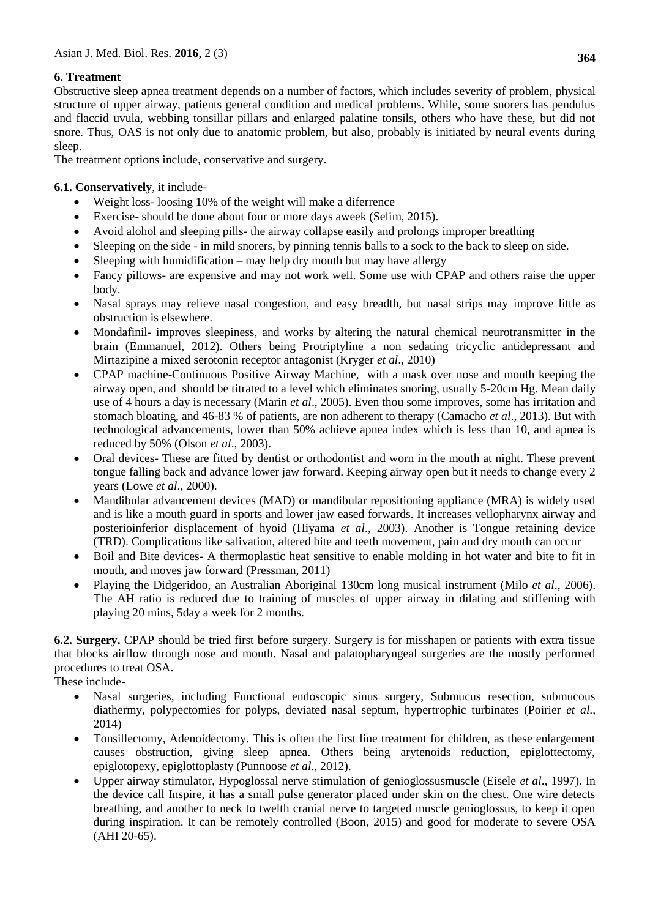## 6. Treatment

Obstructive sleep apnea treatment depends on a number of factors, which includes severity of problem, physical structure of upper airway, patients general condition and medical problems. While, some snorers has pendulus and flaccid uvula, webbing tonsillar pillars and enlarged palatine tonsils, others who have these, but did not snore. Thus, OAS is not only due to anatomic problem, but also, probably is initiated by neural events during sleep.

The treatment options include, conservative and surgery.

### 6.1. Conservatively, it include-

- Weight loss- loosing 10% of the weight will make a diferrence
- Exercise- should be done about four or more days aweek (Selim, 2015).
- Avoid alohol and sleeping pills- the airway collapse easily and prolongs improper breathing
- Sleeping on the side - in mild snorers, by pinning tennis balls to a sock to the back to sleep on side.
- Sleeping with humidification – may help dry mouth but may have allergy
- Fancy pillows- are expensive and may not work well. Some use with CPAP and others raise the upper body.
- Nasal sprays may relieve nasal congestion, and easy breadth, but nasal strips may improve little as obstruction is elsewhere.
- Mondafinil- improves sleepiness, and works by altering the natural chemical neurotransmitter in the brain (Emmanuel, 2012). Others being Protriptyline a non sedating tricyclic antidepressant and Mirtazipine a mixed serotonin receptor antagonist (Kryger *et al*., 2010)
- CPAP machine-Continuous Positive Airway Machine, with a mask over nose and mouth keeping the airway open, and should be titrated to a level which eliminates snoring, usually 5-20cm Hg. Mean daily use of 4 hours a day is necessary (Marin *et al*., 2005). Even thou some improves, some has irritation and stomach bloating, and 46-83 % of patients, are non adherent to therapy (Camacho *et al*., 2013). But with technological advancements, lower than 50% achieve apnea index which is less than 10, and apnea is reduced by 50% (Olson *et al*., 2003).
- Oral devices- These are fitted by dentist or orthodontist and worn in the mouth at night. These prevent tongue falling back and advance lower jaw forward. Keeping airway open but it needs to change every 2 years (Lowe *et al*., 2000).
- Mandibular advancement devices (MAD) or mandibular repositioning appliance (MRA) is widely used and is like a mouth guard in sports and lower jaw eased forwards. It increases vellopharynx airway and posterioinferior displacement of hyoid (Hiyama *et al*., 2003). Another is Tongue retaining device (TRD). Complications like salivation, altered bite and teeth movement, pain and dry mouth can occur
- Boil and Bite devices- A thermoplastic heat sensitive to enable molding in hot water and bite to fit in mouth, and moves jaw forward (Pressman, 2011)
- Playing the Didgeridoo, an Australian Aboriginal 130cm long musical instrument (Milo *et al*., 2006). The AH ratio is reduced due to training of muscles of upper airway in dilating and stiffening with playing 20 mins, 5day a week for 2 months.

### 6.2. Surgery.

CPAP should be tried first before surgery. Surgery is for misshapen or patients with extra tissue that blocks airflow through nose and mouth. Nasal and palatopharyngeal surgeries are the mostly performed procedures to treat OSA.

These include-

- Nasal surgeries, including Functional endoscopic sinus surgery, Submucus resection, submucous diathermy, polypectomies for polyps, deviated nasal septum, hypertrophic turbinates (Poirier *et al*., 2014)
- Tonsillectomy, Adenoidectomy. This is often the first line treatment for children, as these enlargement causes obstruction, giving sleep apnea. Others being arytenoids reduction, epiglottectomy, epiglotopexy, epiglottoplasty (Punnoose *et al*., 2012).
- Upper airway stimulator, Hypoglossal nerve stimulation of genioglossusmuscle (Eisele *et al*., 1997). In the device call Inspire, it has a small pulse generator placed under skin on the chest. One wire detects breathing, and another to neck to twelth cranial nerve to targeted muscle genioglossus, to keep it open during inspiration. It can be remotely controlled (Boon, 2015) and good for moderate to severe OSA (AHI 20-65).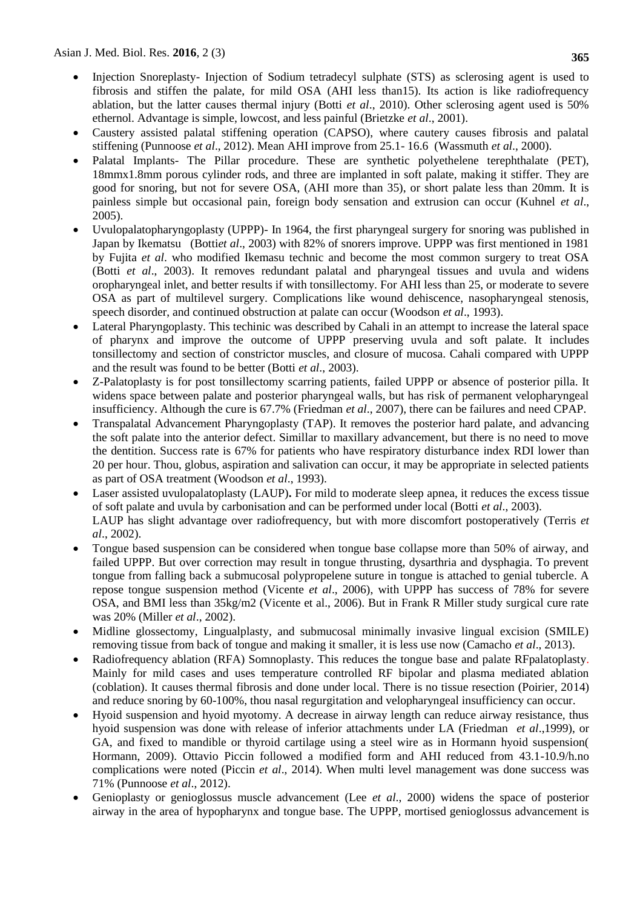- Injection Snoreplasty- Injection of Sodium tetradecyl sulphate (STS) as sclerosing agent is used to fibrosis and stiffen the palate, for mild OSA (AHI less than15). Its action is like radiofrequency ablation, but the latter causes thermal injury (Botti *et al*., 2010). Other sclerosing agent used is 50% ethernol. Advantage is simple, lowcost, and less painful (Brietzke *et al*., 2001).
- Caustery assisted palatal stiffening operation (CAPSO), where cautery causes fibrosis and palatal stiffening (Punnoose *et al*., 2012). Mean AHI improve from 25.1- 16.6 (Wassmuth *et al*., 2000).
- Palatal Implants- The Pillar procedure. These are synthetic polyethelene terephthalate (PET), 18mmx1.8mm porous cylinder rods, and three are implanted in soft palate, making it stiffer. They are good for snoring, but not for severe OSA, (AHI more than 35), or short palate less than 20mm. It is painless simple but occasional pain, foreign body sensation and extrusion can occur (Kuhnel *et al*., 2005).
- Uvulopalatopharyngoplasty (UPPP)- In 1964, the first pharyngeal surgery for snoring was published in Japan by Ikematsu (Botti*et al*., 2003) with 82% of snorers improve. UPPP was first mentioned in 1981 by Fujita *et al*. who modified Ikemasu technic and become the most common surgery to treat OSA (Botti *et al*., 2003). It removes redundant palatal and pharyngeal tissues and uvula and widens oropharyngeal inlet, and better results if with tonsillectomy. For AHI less than 25, or moderate to severe OSA as part of multilevel surgery. Complications like wound dehiscence, nasopharyngeal stenosis, speech disorder, and continued obstruction at palate can occur (Woodson *et al*., 1993).
- Lateral Pharyngoplasty. This techinic was described by Cahali in an attempt to increase the lateral space of pharynx and improve the outcome of UPPP preserving uvula and soft palate. It includes tonsillectomy and section of constrictor muscles, and closure of mucosa. Cahali compared with UPPP and the result was found to be better (Botti *et al*., 2003).
- Z-Palatoplasty is for post tonsillectomy scarring patients, failed UPPP or absence of posterior pilla. It widens space between palate and posterior pharyngeal walls, but has risk of permanent velopharyngeal insufficiency. Although the cure is 67.7% (Friedman *et al*., 2007), there can be failures and need CPAP.
- Transpalatal Advancement Pharyngoplasty (TAP). It removes the posterior hard palate, and advancing the soft palate into the anterior defect. Simillar to maxillary advancement, but there is no need to move the dentition. Success rate is 67% for patients who have respiratory disturbance index RDI lower than 20 per hour. Thou, globus, aspiration and salivation can occur, it may be appropriate in selected patients as part of OSA treatment (Woodson *et al*., 1993).
- Laser assisted uvulopalatoplasty (LAUP)**.** For mild to moderate sleep apnea, it reduces the excess tissue of soft palate and uvula by carbonisation and can be performed under local (Botti *et al*., 2003). LAUP has slight advantage over radiofrequency, but with more discomfort postoperatively (Terris *et al*., 2002).
- Tongue based suspension can be considered when tongue base collapse more than 50% of airway, and failed UPPP. But over correction may result in tongue thrusting, dysarthria and dysphagia. To prevent tongue from falling back a submucosal polypropelene suture in tongue is attached to genial tubercle. A repose tongue suspension method (Vicente *et al*., 2006), with UPPP has success of 78% for severe OSA, and BMI less than 35kg/m2 (Vicente et al., 2006). But in Frank R Miller study surgical cure rate was 20% (Miller *et al*., 2002).
- Midline glossectomy, Lingualplasty, and submucosal minimally invasive lingual excision (SMILE) removing tissue from back of tongue and making it smaller, it is less use now (Camacho *et al*., 2013).
- Radiofrequency ablation (RFA) Somnoplasty. This reduces the tongue base and palate RFpalatoplasty. Mainly for mild cases and uses temperature controlled RF bipolar and plasma mediated ablation (coblation). It causes thermal fibrosis and done under local. There is no tissue resection (Poirier, 2014) and reduce snoring by 60-100%, thou nasal regurgitation and velopharyngeal insufficiency can occur.
- Hyoid suspension and hyoid myotomy. A decrease in airway length can reduce airway resistance, thus hyoid suspension was done with release of inferior attachments under LA (Friedman *et al*.,1999), or GA, and fixed to mandible or thyroid cartilage using a steel wire as in Hormann hyoid suspension( Hormann, 2009). Ottavio Piccin followed a modified form and AHI reduced from 43.1-10.9/h.no complications were noted (Piccin *et al*., 2014). When multi level management was done success was 71% (Punnoose *et al*., 2012).
- Genioplasty or genioglossus muscle advancement (Lee *et al*., 2000) widens the space of posterior airway in the area of hypopharynx and tongue base. The UPPP, mortised genioglossus advancement is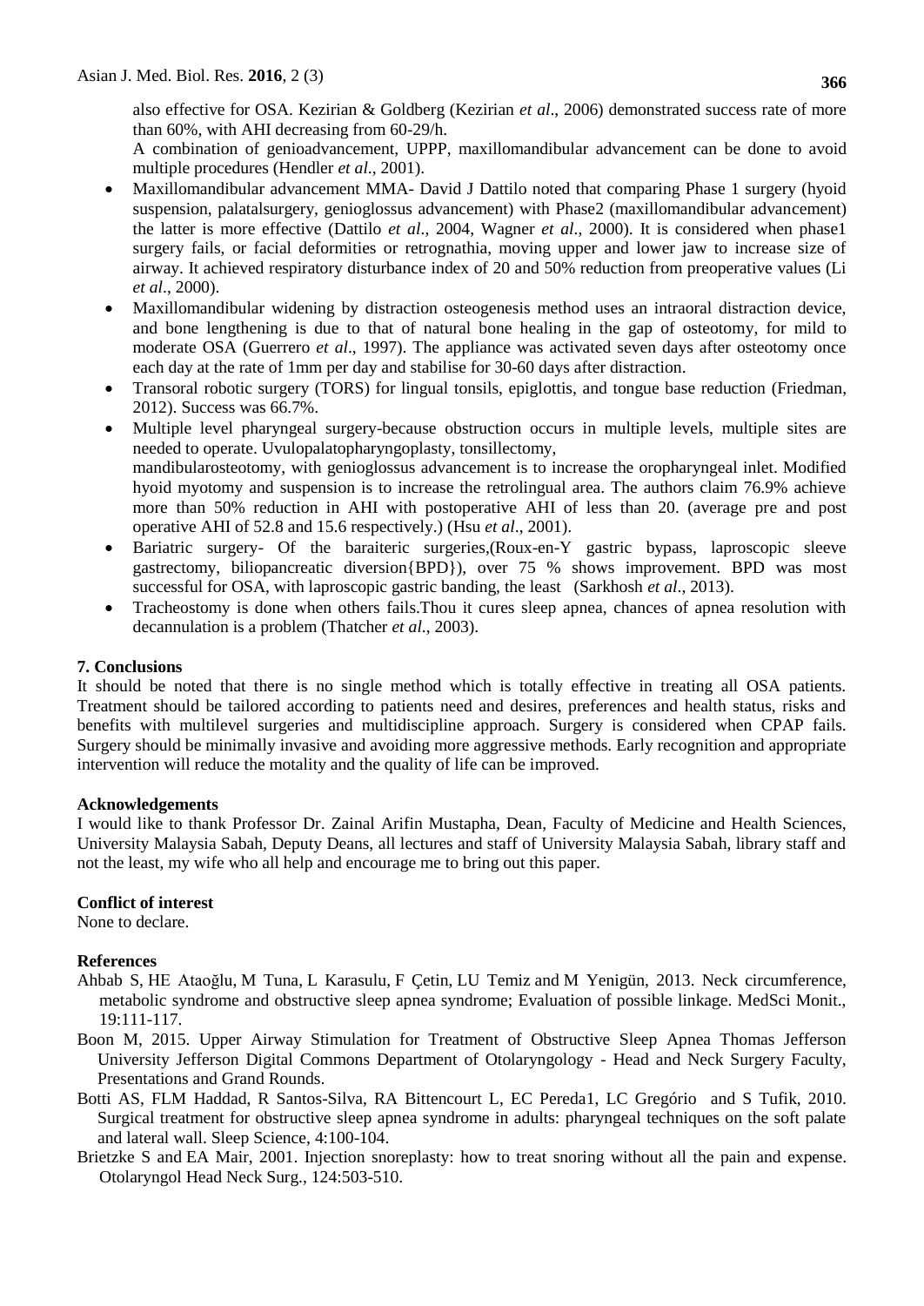also effective for OSA. Kezirian & Goldberg (Kezirian *et al*., 2006) demonstrated success rate of more than 60%, with AHI decreasing from 60-29/h.

A combination of genioadvancement, UPPP, maxillomandibular advancement can be done to avoid multiple procedures (Hendler *et al.,* 2001).

- Maxillomandibular advancement MMA- David J Dattilo noted that comparing Phase 1 surgery (hyoid suspension, palatalsurgery, genioglossus advancement) with Phase2 (maxillomandibular advancement) the latter is more effective (Dattilo *et al*., 2004, Wagner *et al*., 2000). It is considered when phase1 surgery fails, or facial deformities or retrognathia, moving upper and lower jaw to increase size of airway. It achieved respiratory disturbance index of 20 and 50% reduction from preoperative values (Li *et al*., 2000).
- Maxillomandibular widening by distraction osteogenesis method uses an intraoral distraction device, and bone lengthening is due to that of natural bone healing in the gap of osteotomy, for mild to moderate OSA (Guerrero *et al*., 1997). The appliance was activated seven days after osteotomy once each day at the rate of 1mm per day and stabilise for 30-60 days after distraction.
- Transoral robotic surgery (TORS) for lingual tonsils, epiglottis, and tongue base reduction (Friedman, 2012). Success was 66.7%.
- Multiple level pharyngeal surgery-because obstruction occurs in multiple levels, multiple sites are needed to operate. Uvulopalatopharyngoplasty, tonsillectomy, mandibularosteotomy, with genioglossus advancement is to increase the oropharyngeal inlet. Modified hyoid myotomy and suspension is to increase the retrolingual area. The authors claim 76.9% achieve more than 50% reduction in AHI with postoperative AHI of less than 20. (average pre and post operative AHI of 52.8 and 15.6 respectively.) (Hsu *et al*., 2001).
- Bariatric surgery- Of the baraiteric surgeries,(Roux-en-Y gastric bypass, laproscopic sleeve gastrectomy, biliopancreatic diversion{BPD}), over 75 % shows improvement. BPD was most successful for OSA, with laproscopic gastric banding, the least (Sarkhosh *et al*., 2013).
- Tracheostomy is done when others fails.Thou it cures sleep apnea, chances of apnea resolution with decannulation is a problem (Thatcher *et al.*, 2003).

## 7. Conclusions

It should be noted that there is no single method which is totally effective in treating all OSA patients. Treatment should be tailored according to patients need and desires, preferences and health status, risks and benefits with multilevel surgeries and multidiscipline approach. Surgery is considered when CPAP fails. Surgery should be minimally invasive and avoiding more aggressive methods. Early recognition and appropriate intervention will reduce the motality and the quality of life can be improved.

## Acknowledgements

I would like to thank Professor Dr. Zainal Arifin Mustapha, Dean, Faculty of Medicine and Health Sciences, University Malaysia Sabah, Deputy Deans, all lectures and staff of University Malaysia Sabah, library staff and not the least, my wife who all help and encourage me to bring out this paper.

## Conflict of interest

None to declare.

## References

Ahbab S, HE Ataoğlu, M Tuna, L Karasulu, F Çetin, LU Temiz and M Yenigün, 2013. Neck circumference, metabolic syndrome and obstructive sleep apnea syndrome; Evaluation of possible linkage. MedSci Monit., 19:111-117.

Boon M, 2015. Upper Airway Stimulation for Treatment of Obstructive Sleep Apnea Thomas Jefferson University Jefferson Digital Commons Department of Otolaryngology - Head and Neck Surgery Faculty, Presentations and Grand Rounds.

Botti AS, FLM Haddad, R Santos-Silva, RA Bittencourt L, EC Pereda1, LC Gregório and S Tufik, 2010. Surgical treatment for obstructive sleep apnea syndrome in adults: pharyngeal techniques on the soft palate and lateral wall. Sleep Science, 4:100-104.

Brietzke S and EA Mair, 2001. Injection snoreplasty: how to treat snoring without all the pain and expense. Otolaryngol Head Neck Surg., 124:503-510.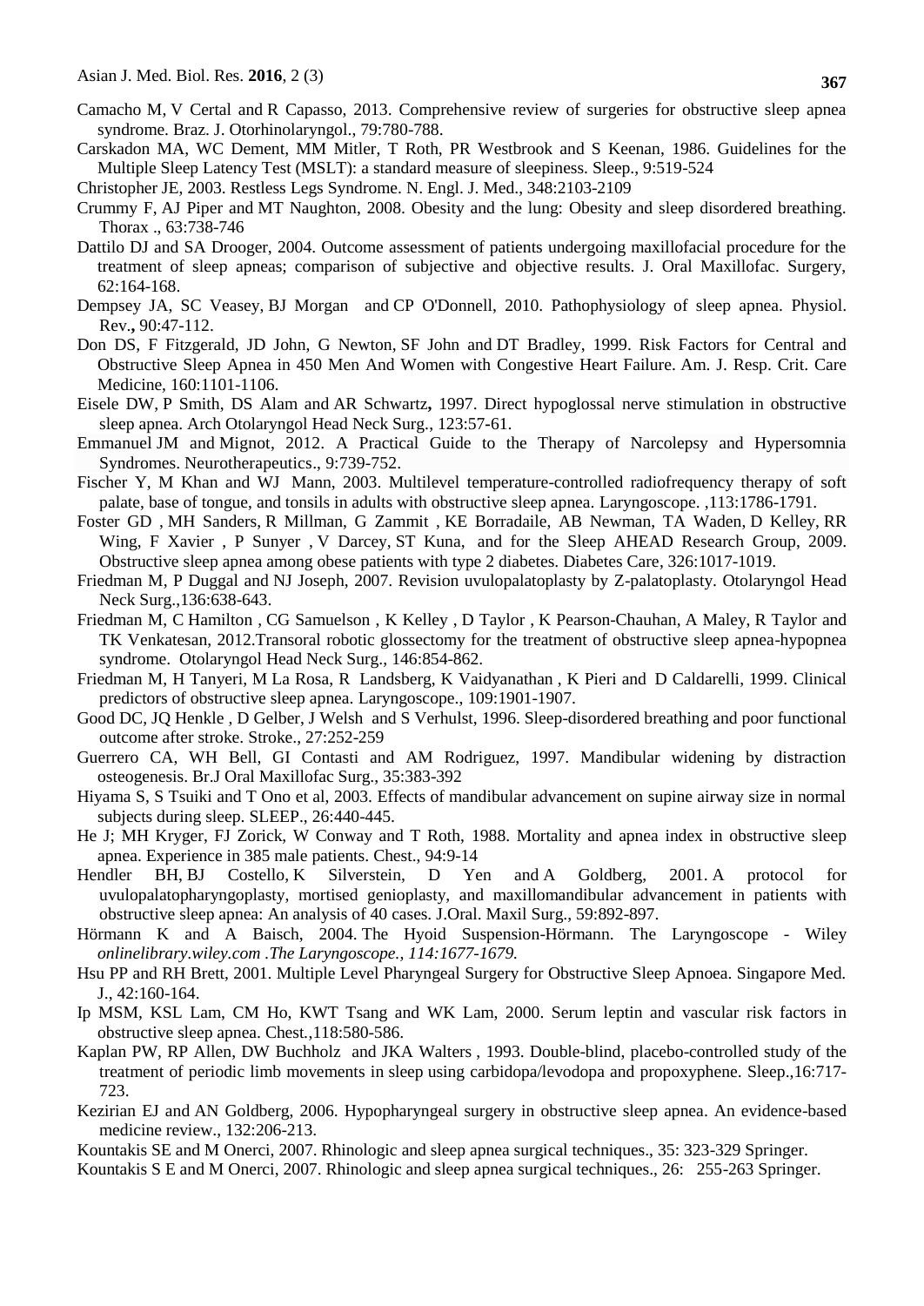Camacho M, V Certal and R Capasso, 2013. Comprehensive review of surgeries for obstructive sleep apnea syndrome. Braz. J. Otorhinolaryngol., 79:780-788.

Carskadon MA, WC Dement, MM Mitler, T Roth, PR Westbrook and S Keenan, 1986. Guidelines for the Multiple Sleep Latency Test (MSLT): a standard measure of sleepiness. Sleep., 9:519-524

Christopher JE, 2003. Restless Legs Syndrome. N. Engl. J. Med., 348:2103-2109

Crummy F, AJ Piper and MT Naughton, 2008. Obesity and the lung: Obesity and sleep disordered breathing. Thorax ., 63:738-746

Dattilo DJ and SA Drooger, 2004. Outcome assessment of patients undergoing maxillofacial procedure for the treatment of sleep apneas; comparison of subjective and objective results. J. Oral Maxillofac. Surgery, 62:164-168.

Dempsey JA, SC Veasey, BJ Morgan and CP O'Donnell, 2010. Pathophysiology of sleep apnea. Physiol. Rev., 90:47-112.

Don DS, F Fitzgerald, JD John, G Newton, SF John and DT Bradley, 1999. Risk Factors for Central and Obstructive Sleep Apnea in 450 Men And Women with Congestive Heart Failure. Am. J. Resp. Crit. Care Medicine, 160:1101-1106.

Eisele DW, P Smith, DS Alam and AR Schwartz**,** 1997. Direct hypoglossal nerve stimulation in obstructive sleep apnea. Arch Otolaryngol Head Neck Surg., 123:57-61.

Emmanuel JM and Mignot, 2012. A Practical Guide to the Therapy of Narcolepsy and Hypersomnia Syndromes. Neurotherapeutics., 9:739-752.

Fischer Y, M Khan and WJ Mann, 2003. Multilevel temperature-controlled radiofrequency therapy of soft palate, base of tongue, and tonsils in adults with obstructive sleep apnea. Laryngoscope. ,113:1786-1791.

Foster GD , MH Sanders, R Millman, G Zammit , KE Borradaile, AB Newman, TA Waden, D Kelley, RR Wing, F Xavier , P Sunyer , V Darcey, ST Kuna, and for the Sleep AHEAD Research Group, 2009. Obstructive sleep apnea among obese patients with type 2 diabetes. Diabetes Care, 326:1017-1019.

Friedman M, P Duggal and NJ Joseph, 2007. Revision uvulopalatoplasty by Z-palatoplasty. Otolaryngol Head Neck Surg.,136:638-643.

Friedman M, C Hamilton , CG Samuelson , K Kelley , D Taylor , K Pearson-Chauhan, A Maley, R Taylor and TK Venkatesan, 2012.Transoral robotic glossectomy for the treatment of obstructive sleep apnea-hypopnea syndrome. Otolaryngol Head Neck Surg., 146:854-862.

Friedman M, H Tanyeri, M La Rosa, R Landsberg, K Vaidyanathan , K Pieri and D Caldarelli, 1999. Clinical predictors of obstructive sleep apnea. Laryngoscope., 109:1901-1907.

Good DC, JQ Henkle , D Gelber, J Welsh and S Verhulst, 1996. Sleep-disordered breathing and poor functional outcome after stroke. Stroke., 27:252-259

Guerrero CA, WH Bell, GI Contasti and AM Rodriguez, 1997. Mandibular widening by distraction osteogenesis. Br.J Oral Maxillofac Surg., 35:383-392

Hiyama S, S Tsuiki and T Ono et al, 2003. Effects of mandibular advancement on supine airway size in normal subjects during sleep. SLEEP., 26:440-445.

He J; MH Kryger, FJ Zorick, W Conway and T Roth, 1988. Mortality and apnea index in obstructive sleep apnea. Experience in 385 male patients. Chest., 94:9-14

Hendler BH, BJ Costello, K Silverstein, D Yen and A Goldberg, 2001. A protocol for uvulopalatopharyngoplasty, mortised genioplasty, and maxillomandibular advancement in patients with obstructive sleep apnea: An analysis of 40 cases. J.Oral. Maxil Surg., 59:892-897.

Hörmann K and A Baisch, 2004. The Hyoid Suspension-Hörmann. The Laryngoscope - Wiley *onlinelibrary.wiley.com .The Laryngoscope., 114:1677-1679.*

Hsu PP and RH Brett, 2001. Multiple Level Pharyngeal Surgery for Obstructive Sleep Apnoea. Singapore Med. J., 42:160-164.

Ip MSM, KSL Lam, CM Ho, KWT Tsang and WK Lam, 2000. Serum leptin and vascular risk factors in obstructive sleep apnea. Chest.,118:580-586.

Kaplan PW, RP Allen, DW Buchholz and JKA Walters , 1993. Double-blind, placebo-controlled study of the treatment of periodic limb movements in sleep using carbidopa/levodopa and propoxyphene. Sleep.,16:717-723.

Kezirian EJ and AN Goldberg, 2006. Hypopharyngeal surgery in obstructive sleep apnea. An evidence-based medicine review., 132:206-213.

Kountakis SE and M Onerci, 2007. Rhinologic and sleep apnea surgical techniques., 35: 323-329 Springer.

Kountakis S E and M Onerci, 2007. Rhinologic and sleep apnea surgical techniques., 26: 255-263 Springer.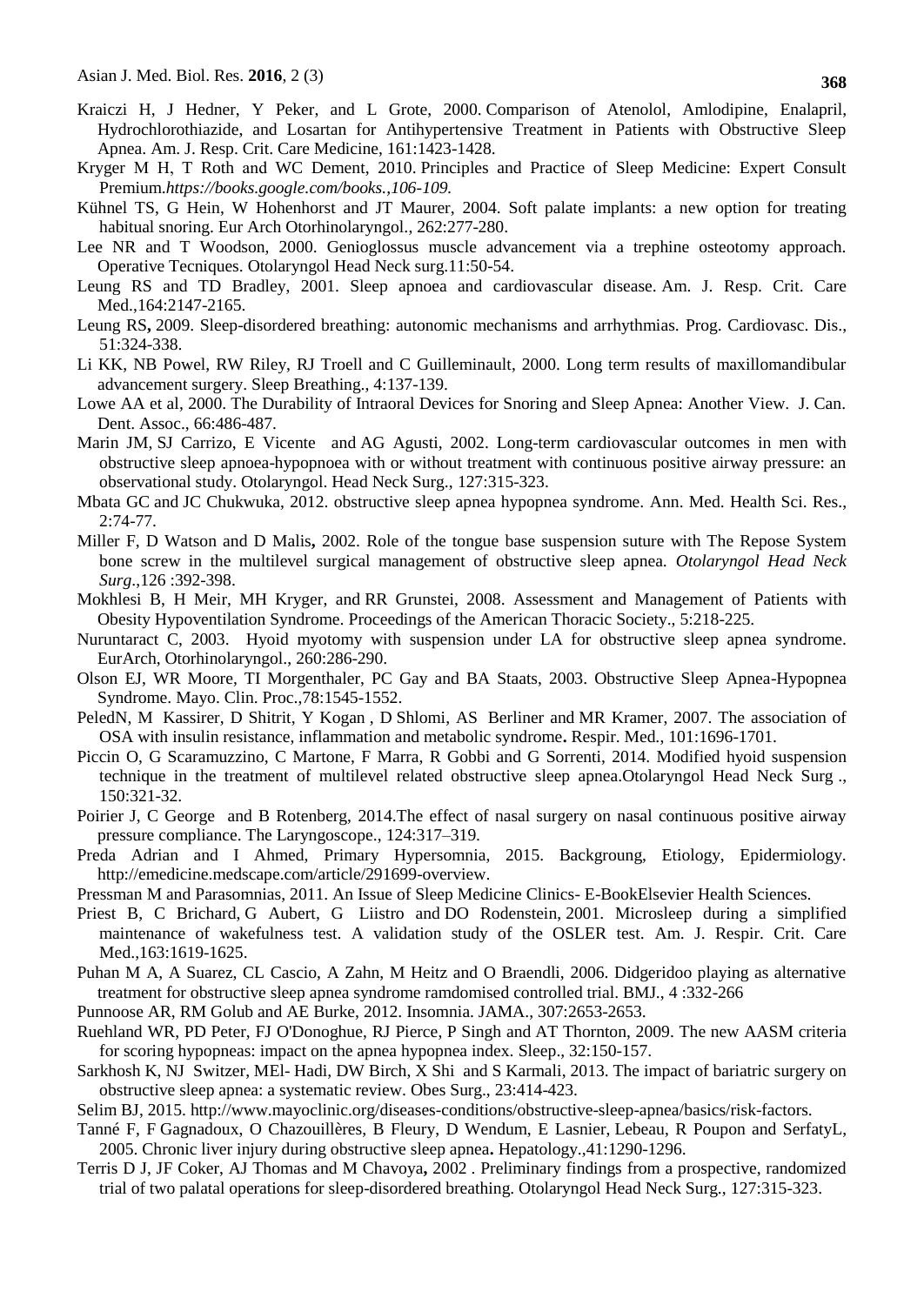Kraiczi H, J Hedner, Y Peker, and L Grote, 2000. Comparison of Atenolol, Amlodipine, Enalapril, Hydrochlorothiazide, and Losartan for Antihypertensive Treatment in Patients with Obstructive Sleep Apnea. Am. J. Resp. Crit. Care Medicine, 161:1423-1428.

Kryger M H, T Roth and WC Dement, 2010. Principles and Practice of Sleep Medicine: Expert Consult Premium.*https://books.google.com/books.,106-109.*

Kühnel TS, G Hein, W Hohenhorst and JT Maurer, 2004. Soft palate implants: a new option for treating habitual snoring. Eur Arch Otorhinolaryngol., 262:277-280.

Lee NR and T Woodson, 2000. Genioglossus muscle advancement via a trephine osteotomy approach. Operative Tecniques. Otolaryngol Head Neck surg.11:50-54.

Leung RS and TD Bradley, 2001. Sleep apnoea and cardiovascular disease. Am. J. Resp. Crit. Care Med.,164:2147-2165.

Leung RS**,** 2009. Sleep-disordered breathing: autonomic mechanisms and arrhythmias. Prog. Cardiovasc. Dis., 51:324-338.

Li KK, NB Powel, RW Riley, RJ Troell and C Guilleminault, 2000. Long term results of maxillomandibular advancement surgery. Sleep Breathing., 4:137-139.

Lowe AA et al, 2000. The Durability of Intraoral Devices for Snoring and Sleep Apnea: Another View. J. Can. Dent. Assoc., 66:486-487.

Marin JM, SJ Carrizo, E Vicente and AG Agusti, 2002. Long-term cardiovascular outcomes in men with obstructive sleep apnoea-hypopnoea with or without treatment with continuous positive airway pressure: an observational study. Otolaryngol. Head Neck Surg., 127:315-323.

Mbata GC and JC Chukwuka, 2012. obstructive sleep apnea hypopnea syndrome. Ann. Med. Health Sci. Res., 2:74-77.

Miller F, D Watson and D Malis**,** 2002. Role of the tongue base suspension suture with The Repose System bone screw in the multilevel surgical management of obstructive sleep apnea. *Otolaryngol Head Neck Surg.*,126 :392-398.

Mokhlesi B, H Meir, MH Kryger, and RR Grunstei, 2008. Assessment and Management of Patients with Obesity Hypoventilation Syndrome. Proceedings of the American Thoracic Society., 5:218-225.

Nuruntaract C, 2003. Hyoid myotomy with suspension under LA for obstructive sleep apnea syndrome. EurArch, Otorhinolaryngol., 260:286-290.

Olson EJ, WR Moore, TI Morgenthaler, PC Gay and BA Staats, 2003. Obstructive Sleep Apnea-Hypopnea Syndrome. Mayo. Clin. Proc.,78:1545-1552.

PeledN, M Kassirer, D Shitrit, Y Kogan , D Shlomi, AS Berliner and MR Kramer, 2007. The association of OSA with insulin resistance, inflammation and metabolic syndrome**.** Respir. Med., 101:1696-1701.

Piccin O, G Scaramuzzino, C Martone, F Marra, R Gobbi and G Sorrenti, 2014. Modified hyoid suspension technique in the treatment of multilevel related obstructive sleep apnea.Otolaryngol Head Neck Surg ., 150:321-32.

Poirier J, C George and B Rotenberg, 2014.The effect of nasal surgery on nasal continuous positive airway pressure compliance. The Laryngoscope., 124:317–319.

Preda Adrian and I Ahmed, Primary Hypersomnia, 2015. Backgroung, Etiology, Epidermiology. http://emedicine.medscape.com/article/291699-overview.

Pressman M and Parasomnias, 2011. An Issue of Sleep Medicine Clinics- E-BookElsevier Health Sciences.

Priest B, C Brichard, G Aubert, G Liistro and DO Rodenstein, 2001. Microsleep during a simplified maintenance of wakefulness test. A validation study of the OSLER test. Am. J. Respir. Crit. Care Med.,163:1619-1625.

Puhan M A, A Suarez, CL Cascio, A Zahn, M Heitz and O Braendli, 2006. Didgeridoo playing as alternative treatment for obstructive sleep apnea syndrome ramdomised controlled trial. BMJ., 4 :332-266

Punnoose AR, RM Golub and AE Burke, 2012. Insomnia. JAMA., 307:2653-2653.

Ruehland WR, PD Peter, FJ O'Donoghue, RJ Pierce, P Singh and AT Thornton, 2009. The new AASM criteria for scoring hypopneas: impact on the apnea hypopnea index. Sleep., 32:150-157.

Sarkhosh K, NJ Switzer, MEl- Hadi, DW Birch, X Shi and S Karmali, 2013. The impact of bariatric surgery on obstructive sleep apnea: a systematic review. Obes Surg., 23:414-423.

Selim BJ, 2015. http://www.mayoclinic.org/diseases-conditions/obstructive-sleep-apnea/basics/risk-factors.

Tanné F, F Gagnadoux, O Chazouillères, B Fleury, D Wendum, E Lasnier, Lebeau, R Poupon and SerfatyL, 2005. Chronic liver injury during obstructive sleep apnea**.** Hepatology.,41:1290-1296.

Terris D J, JF Coker, AJ Thomas and M Chavoya**,** 2002 . Preliminary findings from a prospective, randomized trial of two palatal operations for sleep-disordered breathing. Otolaryngol Head Neck Surg., 127:315-323.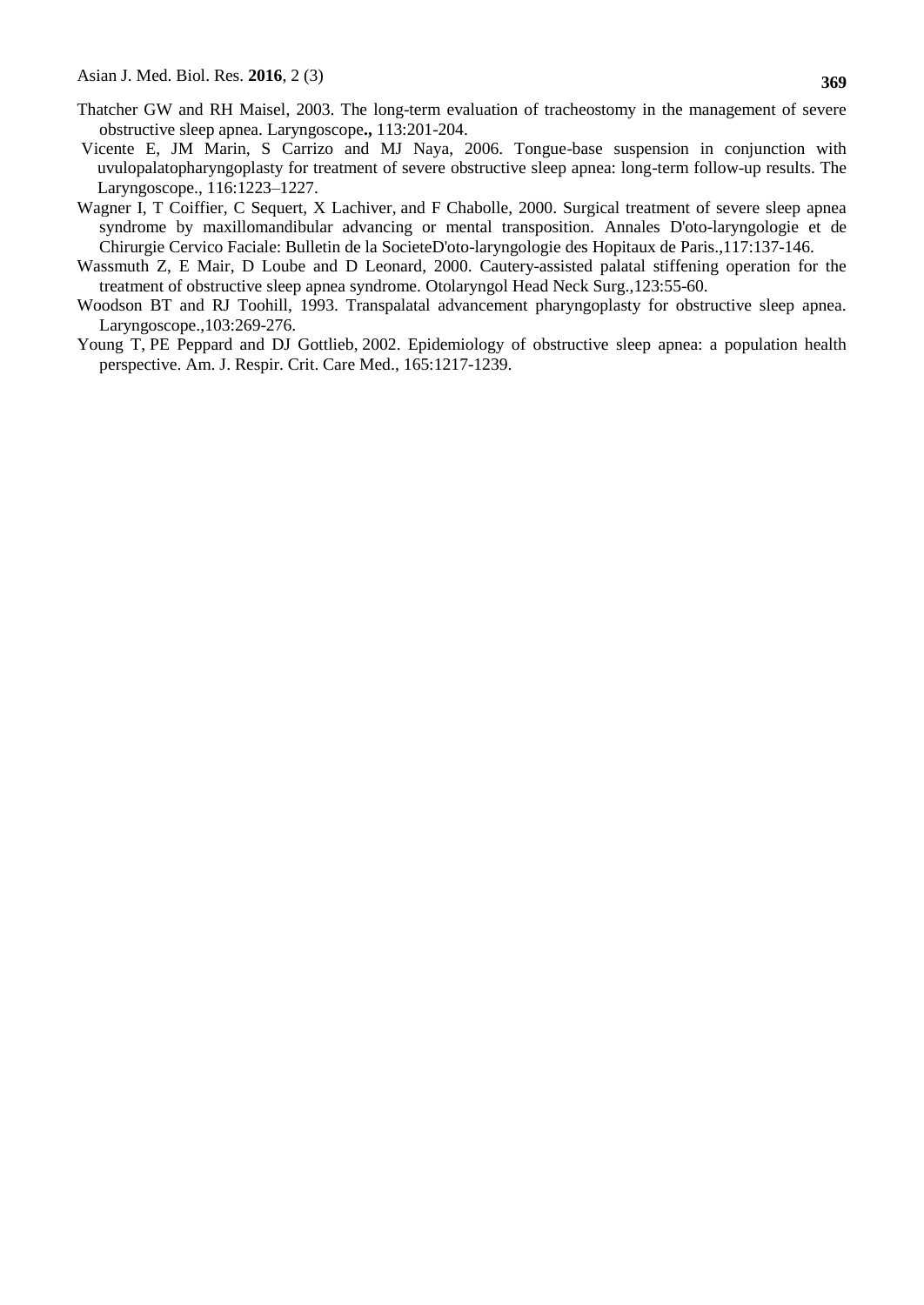Thatcher GW and RH Maisel, 2003. The long-term evaluation of tracheostomy in the management of severe obstructive sleep apnea. Laryngoscope**.,** 113:201-204.

Vicente E, JM Marin, S Carrizo and MJ Naya, 2006. Tongue-base suspension in conjunction with uvulopalatopharyngoplasty for treatment of severe obstructive sleep apnea: long-term follow-up results. The Laryngoscope., 116:1223–1227.

Wagner I, T Coiffier, C Sequert, X Lachiver, and F Chabolle, 2000. Surgical treatment of severe sleep apnea syndrome by maxillomandibular advancing or mental transposition. Annales D'oto-laryngologie et de Chirurgie Cervico Faciale: Bulletin de la SocieteD'oto-laryngologie des Hopitaux de Paris.,117:137-146.

Wassmuth Z, E Mair, D Loube and D Leonard, 2000. Cautery-assisted palatal stiffening operation for the treatment of obstructive sleep apnea syndrome. Otolaryngol Head Neck Surg.,123:55-60.

Woodson BT and RJ Toohill, 1993. Transpalatal advancement pharyngoplasty for obstructive sleep apnea. Laryngoscope.,103:269-276.

Young T, PE Peppard and DJ Gottlieb, 2002. Epidemiology of obstructive sleep apnea: a population health perspective. Am. J. Respir. Crit. Care Med., 165:1217-1239.